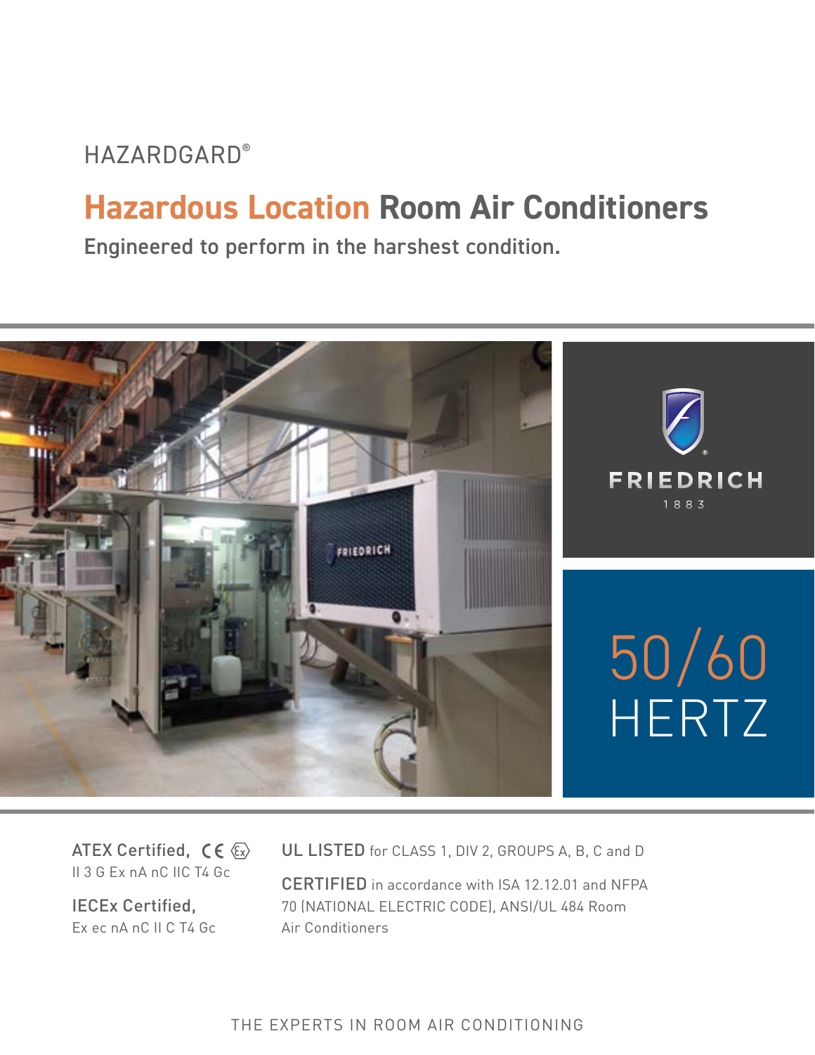HAZARDGARD®

# Hazardous Location Room Air Conditioners

Engineered to perform in the harshest condition.

FRIEDRICH

1883

50/60 HERTZ

**ATEX Certified,** CE Ex
II 3 G Ex nA nC IIC T4 Gc

**IECEx Certified,**
Ex ec nA nC II C T4 Gc

**UL LISTED** for CLASS 1, DIV 2, GROUPS A, B, C and D

**CERTIFIED** in accordance with ISA 12.12.01 and NFPA 70 (NATIONAL ELECTRIC CODE), ANSI/UL 484 Room Air Conditioners

THE EXPERTS IN ROOM AIR CONDITIONING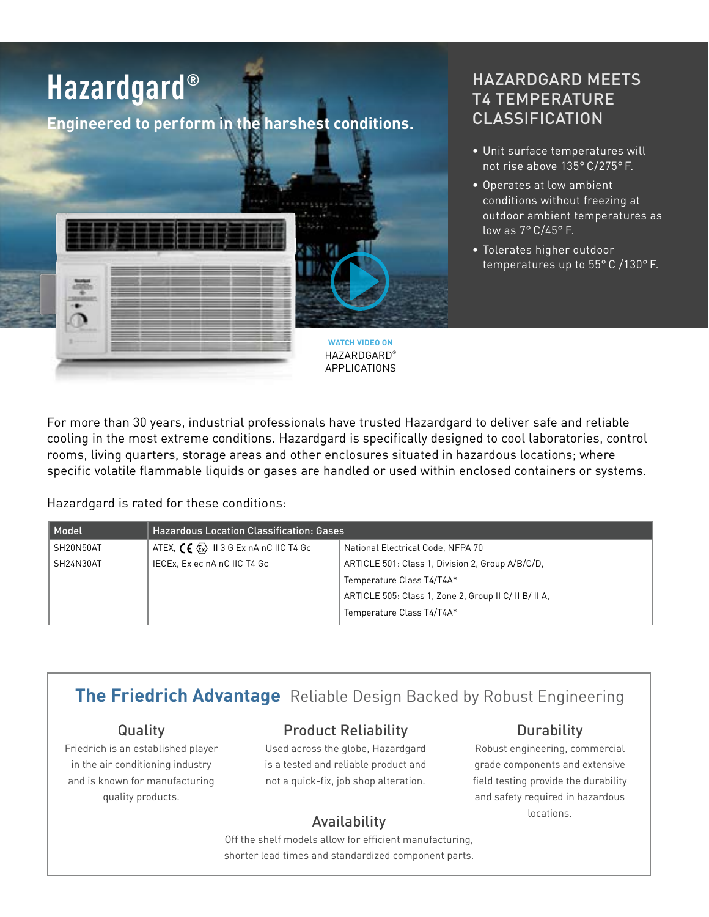# Hazardgard®

**Engineered to perform in the harshest conditions.**

WATCH VIDEO ON HAZARDGARD® APPLICATIONS

## HAZARDGARD MEETS T4 TEMPERATURE CLASSIFICATION

- Unit surface temperatures will not rise above 135° C/275° F.
- Operates at low ambient conditions without freezing at outdoor ambient temperatures as low as 7° C/45° F.
- Tolerates higher outdoor temperatures up to 55° C /130° F.

For more than 30 years, industrial professionals have trusted Hazardgard to deliver safe and reliable cooling in the most extreme conditions. Hazardgard is specifically designed to cool laboratories, control rooms, living quarters, storage areas and other enclosures situated in hazardous locations; where specific volatile flammable liquids or gases are handled or used within enclosed containers or systems.

Hazardgard is rated for these conditions:

| Model | Hazardous Location Classification: Gases | |
|---|---|---|
| SH20N50AT | ATEX, CE Ex II 3 G Ex nA nC IIC T4 Gc | National Electrical Code, NFPA 70 |
| SH24N30AT | IECEx, Ex ec nA nC IIC T4 Gc | ARTICLE 501: Class 1, Division 2, Group A/B/C/D, |
| | | Temperature Class T4/T4A* |
| | | ARTICLE 505: Class 1, Zone 2, Group II C/ II B/ II A, |
| | | Temperature Class T4/T4A* |

## The Friedrich Advantage Reliable Design Backed by Robust Engineering

### Quality

Friedrich is an established player in the air conditioning industry and is known for manufacturing quality products.

### Product Reliability

Used across the globe, Hazardgard is a tested and reliable product and not a quick-fix, job shop alteration.

### Durability

Robust engineering, commercial grade components and extensive field testing provide the durability and safety required in hazardous locations.

### Availability

Off the shelf models allow for efficient manufacturing, shorter lead times and standardized component parts.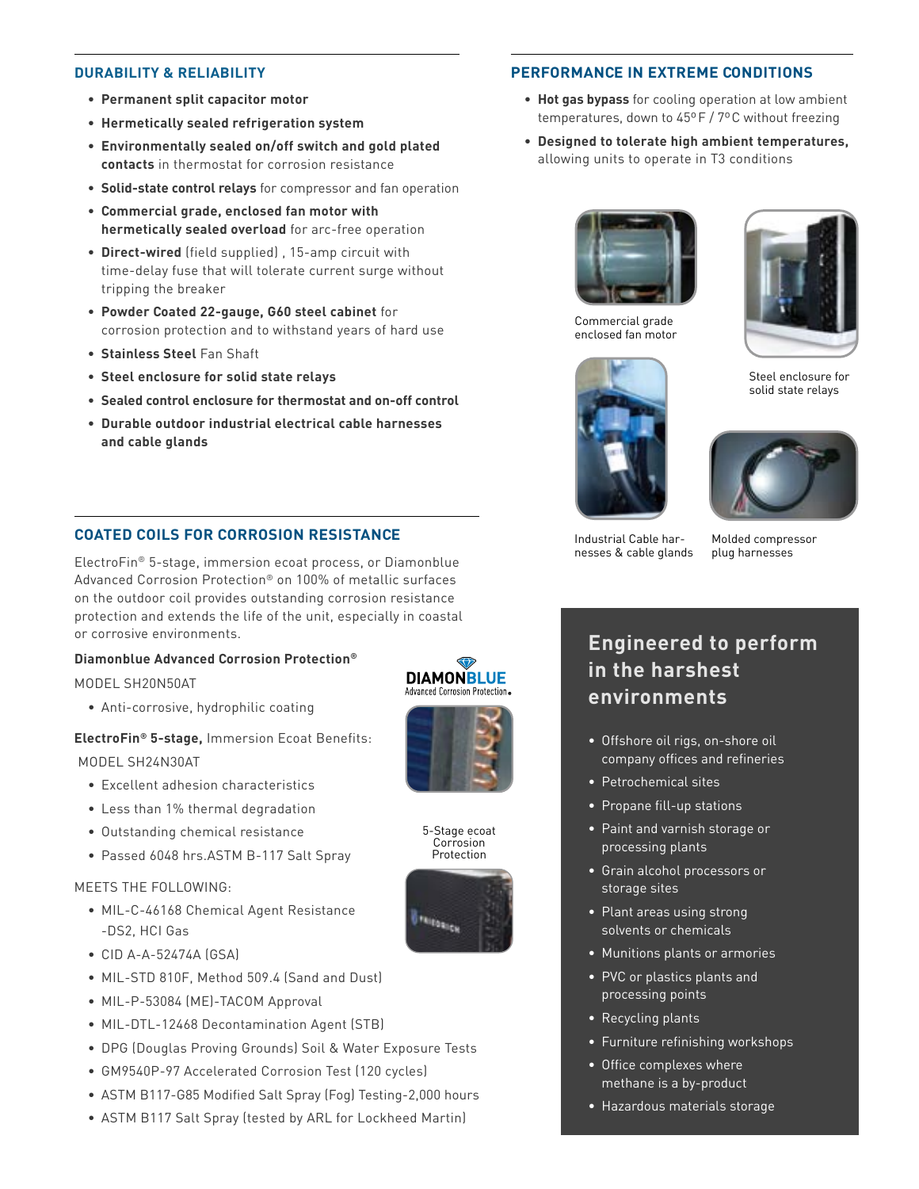## DURABILITY & RELIABILITY

- **Permanent split capacitor motor**
- **Hermetically sealed refrigeration system**
- **Environmentally sealed on/off switch and gold plated contacts** in thermostat for corrosion resistance
- **Solid-state control relays** for compressor and fan operation
- **Commercial grade, enclosed fan motor with hermetically sealed overload** for arc-free operation
- **Direct-wired** (field supplied) , 15-amp circuit with time-delay fuse that will tolerate current surge without tripping the breaker
- **Powder Coated 22-gauge, G60 steel cabinet** for corrosion protection and to withstand years of hard use
- **Stainless Steel** Fan Shaft
- **Steel enclosure for solid state relays**
- **Sealed control enclosure for thermostat and on-off control**
- **Durable outdoor industrial electrical cable harnesses and cable glands**

## COATED COILS FOR CORROSION RESISTANCE

ElectroFin® 5-stage, immersion ecoat process, or Diamonblue Advanced Corrosion Protection® on 100% of metallic surfaces on the outdoor coil provides outstanding corrosion resistance protection and extends the life of the unit, especially in coastal or corrosive environments.

**Diamonblue Advanced Corrosion Protection®**

MODEL SH20N50AT

- Anti-corrosive, hydrophilic coating

**ElectroFin® 5-stage,** Immersion Ecoat Benefits:

MODEL SH24N30AT

- Excellent adhesion characteristics
- Less than 1% thermal degradation
- Outstanding chemical resistance
- Passed 6048 hrs.ASTM B-117 Salt Spray

MEETS THE FOLLOWING:

- MIL-C-46168 Chemical Agent Resistance -DS2, HCl Gas
- CID A-A-52474A (GSA)
- MIL-STD 810F, Method 509.4 (Sand and Dust)
- MIL-P-53084 (ME)-TACOM Approval
- MIL-DTL-12468 Decontamination Agent (STB)
- DPG (Douglas Proving Grounds) Soil & Water Exposure Tests
- GM9540P-97 Accelerated Corrosion Test (120 cycles)
- ASTM B117-G85 Modified Salt Spray (Fog) Testing-2,000 hours
- ASTM B117 Salt Spray (tested by ARL for Lockheed Martin)

DIAMONBLUE Advanced Corrosion Protection.

5-Stage ecoat Corrosion Protection

## PERFORMANCE IN EXTREME CONDITIONS

- **Hot gas bypass** for cooling operation at low ambient temperatures, down to 45°F / 7°C without freezing
- **Designed to tolerate high ambient temperatures,** allowing units to operate in T3 conditions

Commercial grade enclosed fan motor

Steel enclosure for solid state relays

Industrial Cable harnesses & cable glands

Molded compressor plug harnesses

## Engineered to perform in the harshest environments

- Offshore oil rigs, on-shore oil company offices and refineries
- Petrochemical sites
- Propane fill-up stations
- Paint and varnish storage or processing plants
- Grain alcohol processors or storage sites
- Plant areas using strong solvents or chemicals
- Munitions plants or armories
- PVC or plastics plants and processing points
- Recycling plants
- Furniture refinishing workshops
- Office complexes where methane is a by-product
- Hazardous materials storage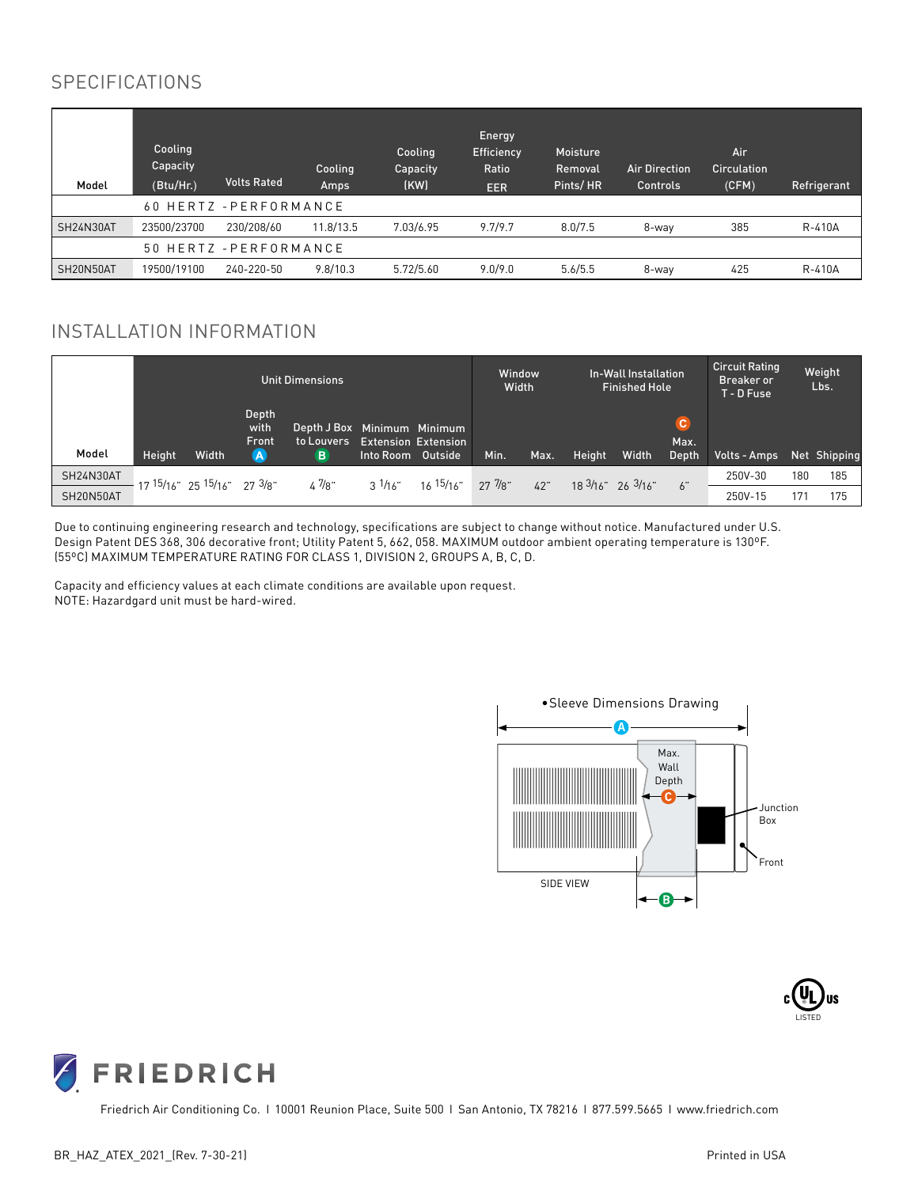## SPECIFICATIONS

| Model | Cooling Capacity (Btu/Hr.) | Volts Rated | Cooling Amps | Cooling Capacity (KW) | Energy Efficiency Ratio EER | Moisture Removal Pints/ HR | Air Direction Controls | Air Circulation (CFM) | Refrigerant |
|---|---|---|---|---|---|---|---|---|---|
| | 60 HERTZ - PERFORMANCE | | | | | | | | |
| SH24N30AT | 23500/23700 | 230/208/60 | 11.8/13.5 | 7.03/6.95 | 9.7/9.7 | 8.0/7.5 | 8-way | 385 | R-410A |
| | 50 HERTZ - PERFORMANCE | | | | | | | | |
| SH20N50AT | 19500/19100 | 240-220-50 | 9.8/10.3 | 5.72/5.60 | 9.0/9.0 | 5.6/5.5 | 8-way | 425 | R-410A |

## INSTALLATION INFORMATION

| Model | Unit Dimensions | | | | | | Window Width | | In-Wall Installation Finished Hole | | | Circuit Rating Breaker or T - D Fuse | Weight Lbs. | |
|---|---|---|---|---|---|---|---|---|---|---|---|---|---|---|
| | Height | Width | Depth with Front (A) | Depth J Box to Louvers (B) | Minimum Extension Into Room | Minimum Extension Outside | Min. | Max. | Height | Width | (C) Max. Depth | Volts - Amps | Net | Shipping |
| SH24N30AT | 17 15/16" | 25 15/16" | 27 3/8" | 4 7/8" | 3 1/16" | 16 15/16" | 27 7/8" | 42" | 18 3/16" | 26 3/16" | 6" | 250V-30 | 180 | 185 |
| SH20N50AT | | | | | | | | | | | | 250V-15 | 171 | 175 |

Due to continuing engineering research and technology, specifications are subject to change without notice. Manufactured under U.S. Design Patent DES 368, 306 decorative front; Utility Patent 5, 662, 058. MAXIMUM outdoor ambient operating temperature is 130ºF. (55ºC) MAXIMUM TEMPERATURE RATING FOR CLASS 1, DIVISION 2, GROUPS A, B, C, D.

Capacity and efficiency values at each climate conditions are available upon request.
NOTE: Hazardgard unit must be hard-wired.

•Sleeve Dimensions Drawing

A

Max. Wall Depth

C

Junction Box

Front

SIDE VIEW

B

LISTED

FRIEDRICH

Friedrich Air Conditioning Co. I 10001 Reunion Place, Suite 500 I San Antonio, TX 78216 I 877.599.5665 I www.friedrich.com

BR_HAZ_ATEX_2021_(Rev. 7-30-21)

Printed in USA